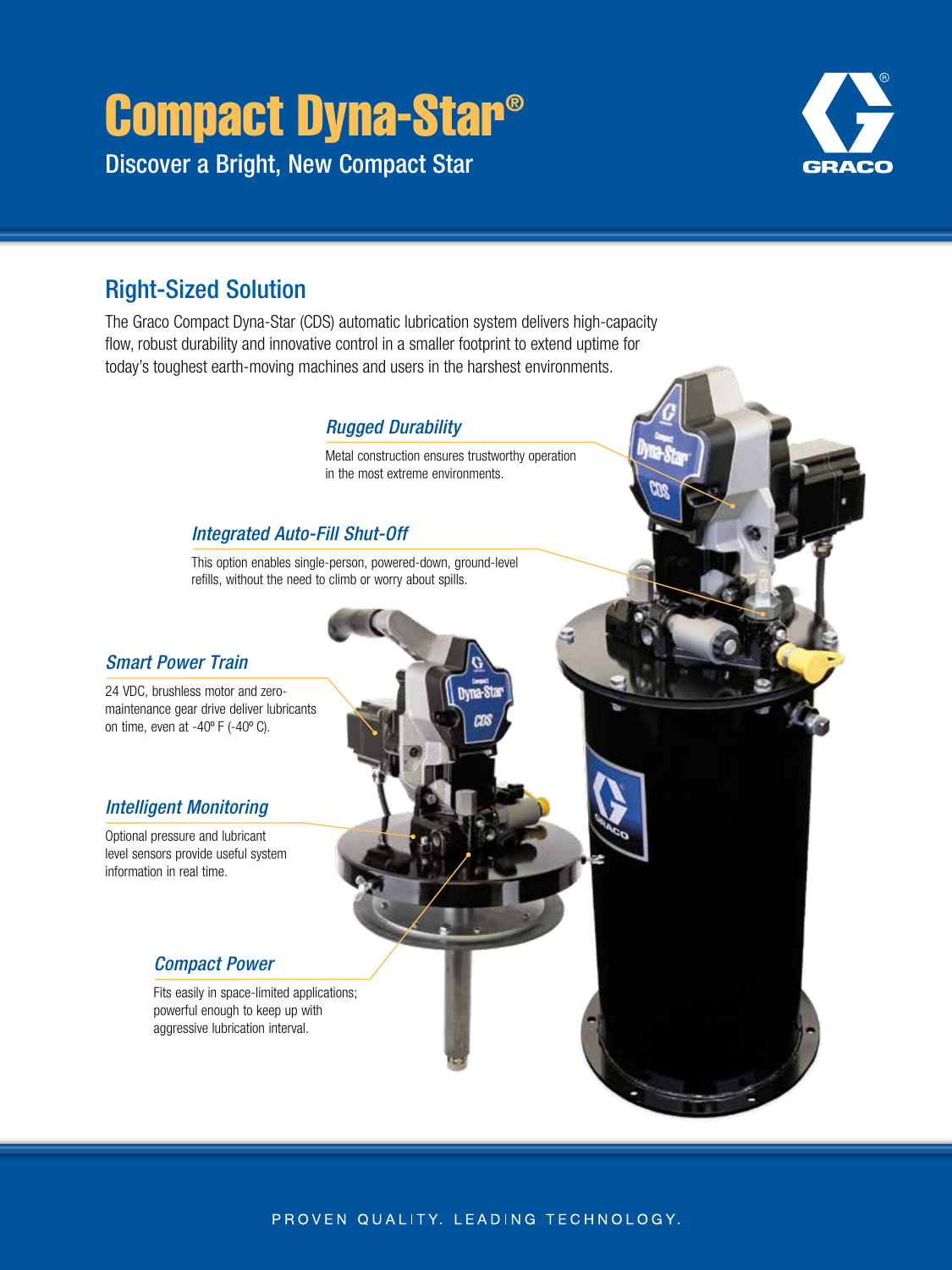# Compact Dyna-Star®

Discover a Bright, New Compact Star

## Right-Sized Solution

The Graco Compact Dyna-Star (CDS) automatic lubrication system delivers high-capacity flow, robust durability and innovative control in a smaller footprint to extend uptime for today's toughest earth-moving machines and users in the harshest environments.

### *Rugged Durability*

Metal construction ensures trustworthy operation in the most extreme environments.

### *Integrated Auto-Fill Shut-Off*

This option enables single-person, powered-down, ground-level refills, without the need to climb or worry about spills.

### *Smart Power Train*

24 VDC, brushless motor and zero-maintenance gear drive deliver lubricants on time, even at -40º F (-40º C).

### *Intelligent Monitoring*

Optional pressure and lubricant level sensors provide useful system information in real time.

### *Compact Power*

Fits easily in space-limited applications; powerful enough to keep up with aggressive lubrication interval.

PROVEN QUALITY. LEADING TECHNOLOGY.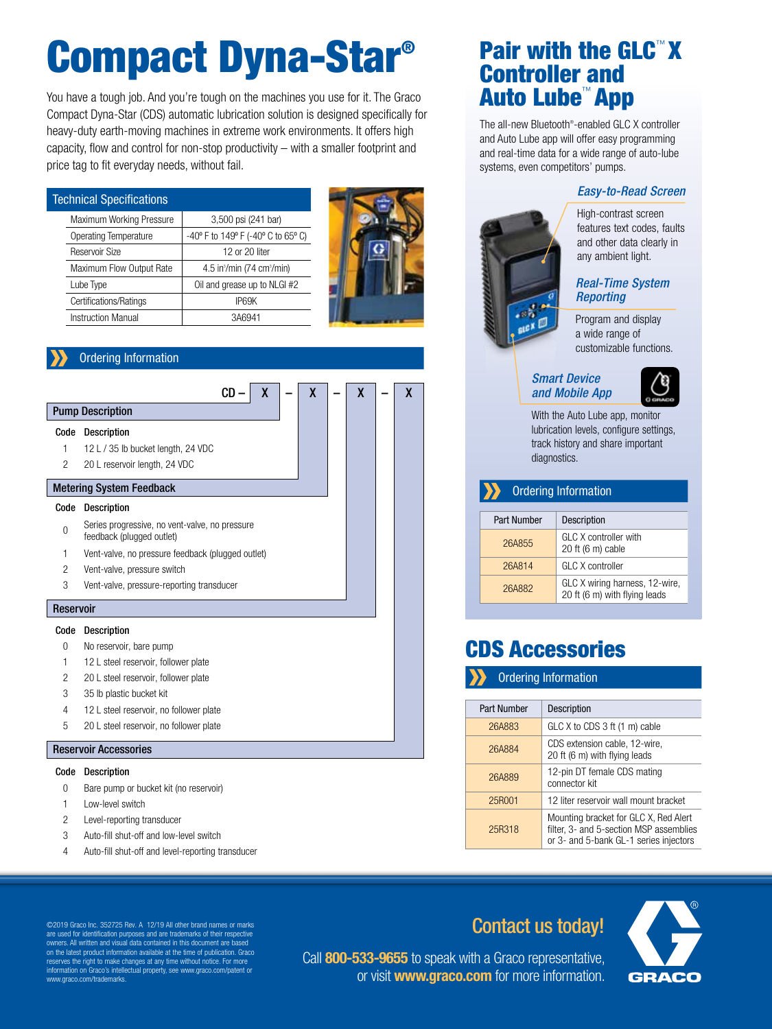# Compact Dyna-Star®

You have a tough job. And you're tough on the machines you use for it. The Graco Compact Dyna-Star (CDS) automatic lubrication solution is designed specifically for heavy-duty earth-moving machines in extreme work environments. It offers high capacity, flow and control for non-stop productivity – with a smaller footprint and price tag to fit everyday needs, without fail.

| Technical Specifications | |
|---|---|
| Maximum Working Pressure | 3,500 psi (241 bar) |
| Operating Temperature | -40º F to 149º F (-40º C to 65º C) |
| Reservoir Size | 12 or 20 liter |
| Maximum Flow Output Rate | 4.5 in³/min (74 cm³/min) |
| Lube Type | Oil and grease up to NLGI #2 |
| Certifications/Ratings | IP69K |
| Instruction Manual | 3A6941 |

## Ordering Information

CD – X – X – X – X

### Pump Description

| Code | Description |
|---|---|
| 1 | 12 L / 35 lb bucket length, 24 VDC |
| 2 | 20 L reservoir length, 24 VDC |

### Metering System Feedback

| Code | Description |
|---|---|
| 0 | Series progressive, no vent-valve, no pressure feedback (plugged outlet) |
| 1 | Vent-valve, no pressure feedback (plugged outlet) |
| 2 | Vent-valve, pressure switch |
| 3 | Vent-valve, pressure-reporting transducer |

### Reservoir

| Code | Description |
|---|---|
| 0 | No reservoir, bare pump |
| 1 | 12 L steel reservoir, follower plate |
| 2 | 20 L steel reservoir, follower plate |
| 3 | 35 lb plastic bucket kit |
| 4 | 12 L steel reservoir, no follower plate |
| 5 | 20 L steel reservoir, no follower plate |

### Reservoir Accessories

| Code | Description |
|---|---|
| 0 | Bare pump or bucket kit (no reservoir) |
| 1 | Low-level switch |
| 2 | Level-reporting transducer |
| 3 | Auto-fill shut-off and low-level switch |
| 4 | Auto-fill shut-off and level-reporting transducer |

# Pair with the GLC™ X Controller and Auto Lube™ App

The all-new Bluetooth®-enabled GLC X controller and Auto Lube app will offer easy programming and real-time data for a wide range of auto-lube systems, even competitors' pumps.

***Easy-to-Read Screen***

High-contrast screen features text codes, faults and other data clearly in any ambient light.

***Real-Time System Reporting***

Program and display a wide range of customizable functions.

***Smart Device and Mobile App***

With the Auto Lube app, monitor lubrication levels, configure settings, track history and share important diagnostics.

## Ordering Information

| Part Number | Description |
|---|---|
| 26A855 | GLC X controller with 20 ft (6 m) cable |
| 26A814 | GLC X controller |
| 26A882 | GLC X wiring harness, 12-wire, 20 ft (6 m) with flying leads |

# CDS Accessories

## Ordering Information

| Part Number | Description |
|---|---|
| 26A883 | GLC X to CDS 3 ft (1 m) cable |
| 26A884 | CDS extension cable, 12-wire, 20 ft (6 m) with flying leads |
| 26A889 | 12-pin DT female CDS mating connector kit |
| 25R001 | 12 liter reservoir wall mount bracket |
| 25R318 | Mounting bracket for GLC X, Red Alert filter, 3- and 5-section MSP assemblies or 3- and 5-bank GL-1 series injectors |

©2019 Graco Inc. 352725 Rev. A 12/19 All other brand names or marks are used for identification purposes and are trademarks of their respective owners. All written and visual data contained in this document are based on the latest product information available at the time of publication. Graco reserves the right to make changes at any time without notice. For more information on Graco's intellectual property, see www.graco.com/patent or www.graco.com/trademarks.

## Contact us today!

Call **800-533-9655** to speak with a Graco representative, or visit **www.graco.com** for more information.

GRACO